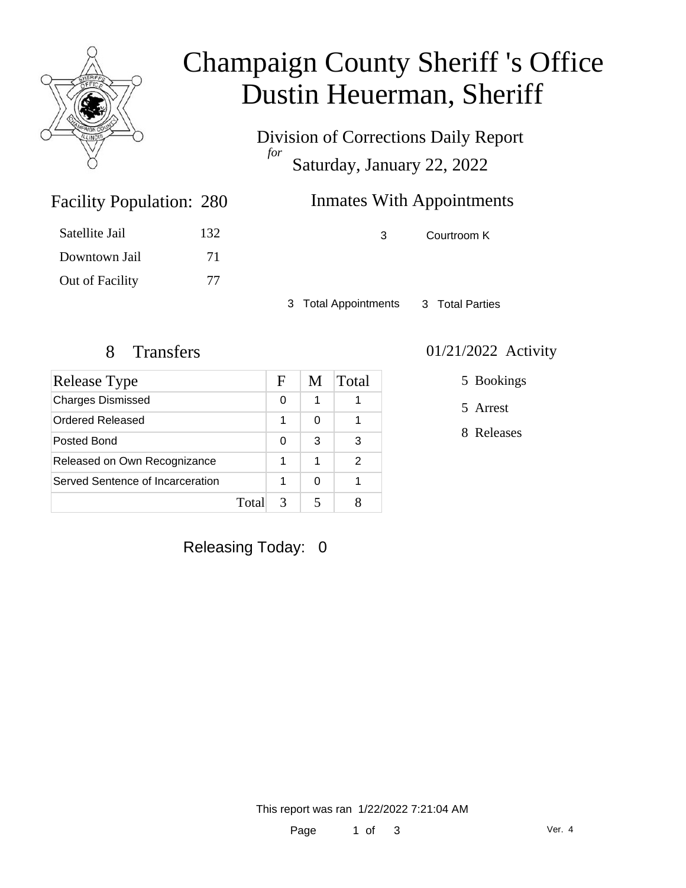# Champaign County Sheriff 's Office
# Dustin Heuerman, Sheriff

Division of Corrections Daily Report
*for*
Saturday, January 22, 2022

## Facility Population: 280

| | |
|---|---|
| Satellite Jail | 132 |
| Downtown Jail | 71 |
| Out of Facility | 77 |

## Inmates With Appointments

| | |
|---|---|
| 3 | Courtroom K |

3 Total Appointments    3 Total Parties

## 8 Transfers

| Release Type | F | M | Total |
|---|---|---|---|
| Charges Dismissed | 0 | 1 | 1 |
| Ordered Released | 1 | 0 | 1 |
| Posted Bond | 0 | 3 | 3 |
| Released on Own Recognizance | 1 | 1 | 2 |
| Served Sentence of Incarceration | 1 | 0 | 1 |
| Total | 3 | 5 | 8 |

## 01/21/2022 Activity

- 5 Bookings
- 5 Arrest
- 8 Releases

Releasing Today: 0

This report was ran 1/22/2022 7:21:04 AM

Ver. 4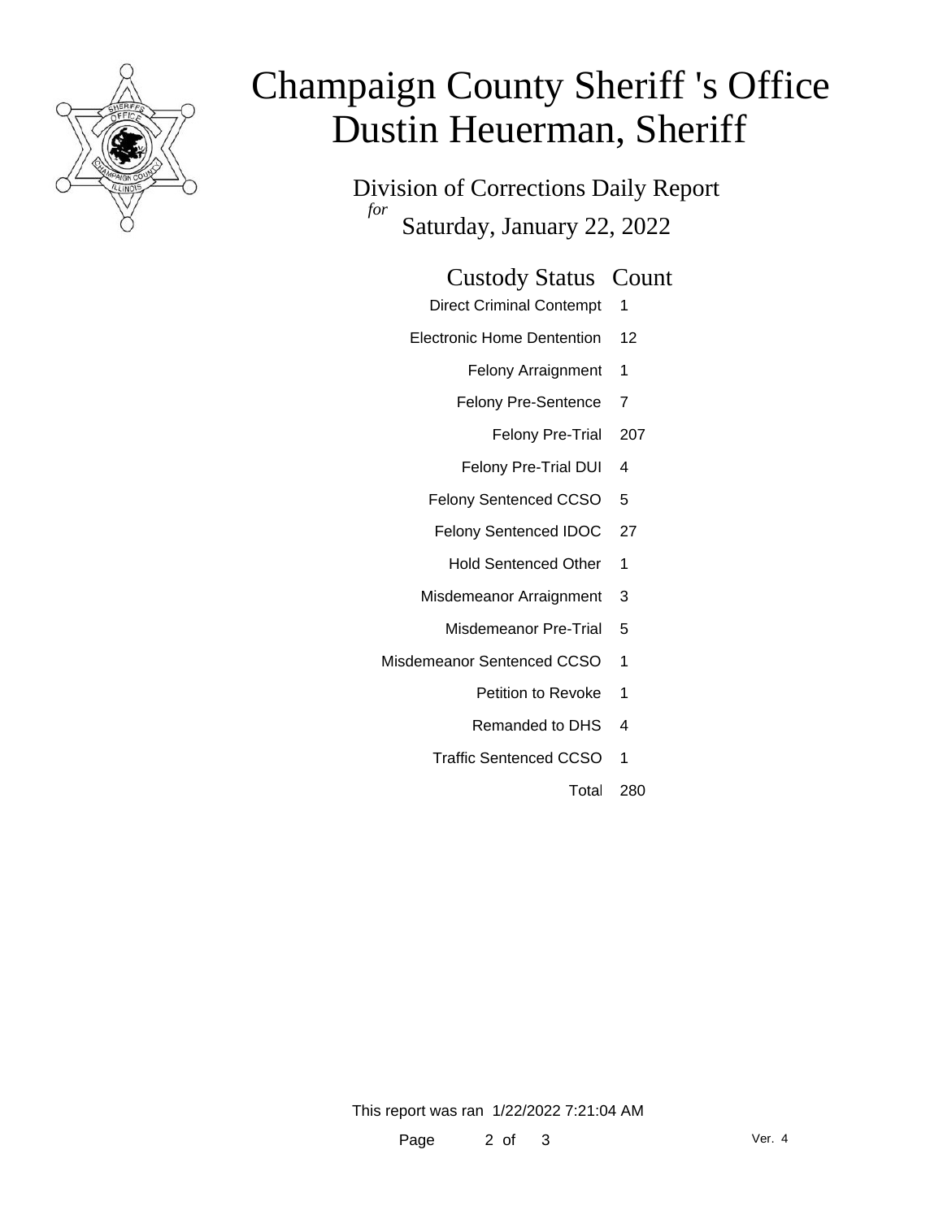# Champaign County Sheriff 's Office
# Dustin Heuerman, Sheriff

## Division of Corrections Daily Report
*for*
## Saturday, January 22, 2022

| Custody Status | Count |
|---|---|
| Direct Criminal Contempt | 1 |
| Electronic Home Dentention | 12 |
| Felony Arraignment | 1 |
| Felony Pre-Sentence | 7 |
| Felony Pre-Trial | 207 |
| Felony Pre-Trial DUI | 4 |
| Felony Sentenced CCSO | 5 |
| Felony Sentenced IDOC | 27 |
| Hold Sentenced Other | 1 |
| Misdemeanor Arraignment | 3 |
| Misdemeanor Pre-Trial | 5 |
| Misdemeanor Sentenced CCSO | 1 |
| Petition to Revoke | 1 |
| Remanded to DHS | 4 |
| Traffic Sentenced CCSO | 1 |
| Total | 280 |

This report was ran 1/22/2022 7:21:04 AM

Ver. 4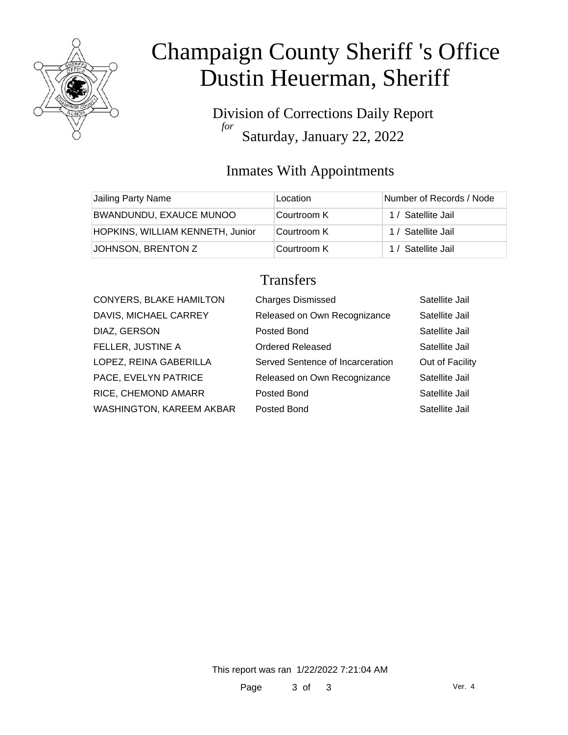# Champaign County Sheriff 's Office
# Dustin Heuerman, Sheriff

Division of Corrections Daily Report
*for*
Saturday, January 22, 2022

## Inmates With Appointments

| Jailing Party Name | Location | Number of Records / Node |
|---|---|---|
| BWANDUNDU, EXAUCE MUNOO | Courtroom K | 1 / Satellite Jail |
| HOPKINS, WILLIAM KENNETH, Junior | Courtroom K | 1 / Satellite Jail |
| JOHNSON, BRENTON Z | Courtroom K | 1 / Satellite Jail |

## Transfers

| | | |
|---|---|---|
| CONYERS, BLAKE HAMILTON | Charges Dismissed | Satellite Jail |
| DAVIS, MICHAEL CARREY | Released on Own Recognizance | Satellite Jail |
| DIAZ, GERSON | Posted Bond | Satellite Jail |
| FELLER, JUSTINE A | Ordered Released | Satellite Jail |
| LOPEZ, REINA GABERILLA | Served Sentence of Incarceration | Out of Facility |
| PACE, EVELYN PATRICE | Released on Own Recognizance | Satellite Jail |
| RICE, CHEMOND AMARR | Posted Bond | Satellite Jail |
| WASHINGTON, KAREEM AKBAR | Posted Bond | Satellite Jail |

This report was ran 1/22/2022 7:21:04 AM